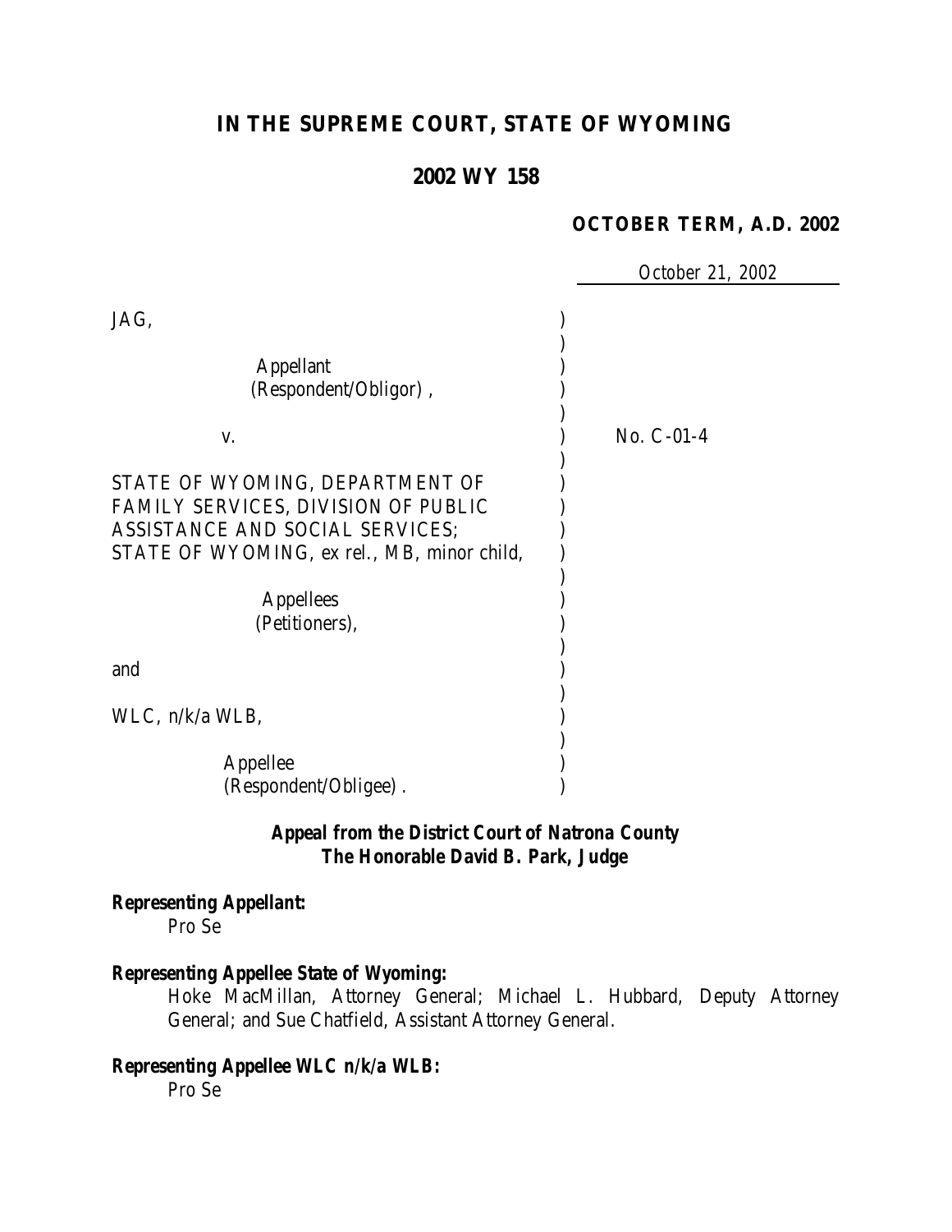# IN THE SUPREME COURT, STATE OF WYOMING

## 2002 WY 158

**OCTOBER TERM, A.D. 2002**

October 21, 2002

JAG,

Appellant
(Respondent/Obligor),

v.

No. C-01-4

STATE OF WYOMING, DEPARTMENT OF FAMILY SERVICES, DIVISION OF PUBLIC ASSISTANCE AND SOCIAL SERVICES; STATE OF WYOMING, ex rel., MB, minor child,

Appellees
(Petitioners),

and

WLC, n/k/a WLB,

Appellee
(Respondent/Obligee).

***Appeal from the District Court of Natrona County***
***The Honorable David B. Park, Judge***

***Representing Appellant:***
Pro Se

***Representing Appellee State of Wyoming:***
Hoke MacMillan, Attorney General; Michael L. Hubbard, Deputy Attorney General; and Sue Chatfield, Assistant Attorney General.

***Representing Appellee WLC n/k/a WLB:***
Pro Se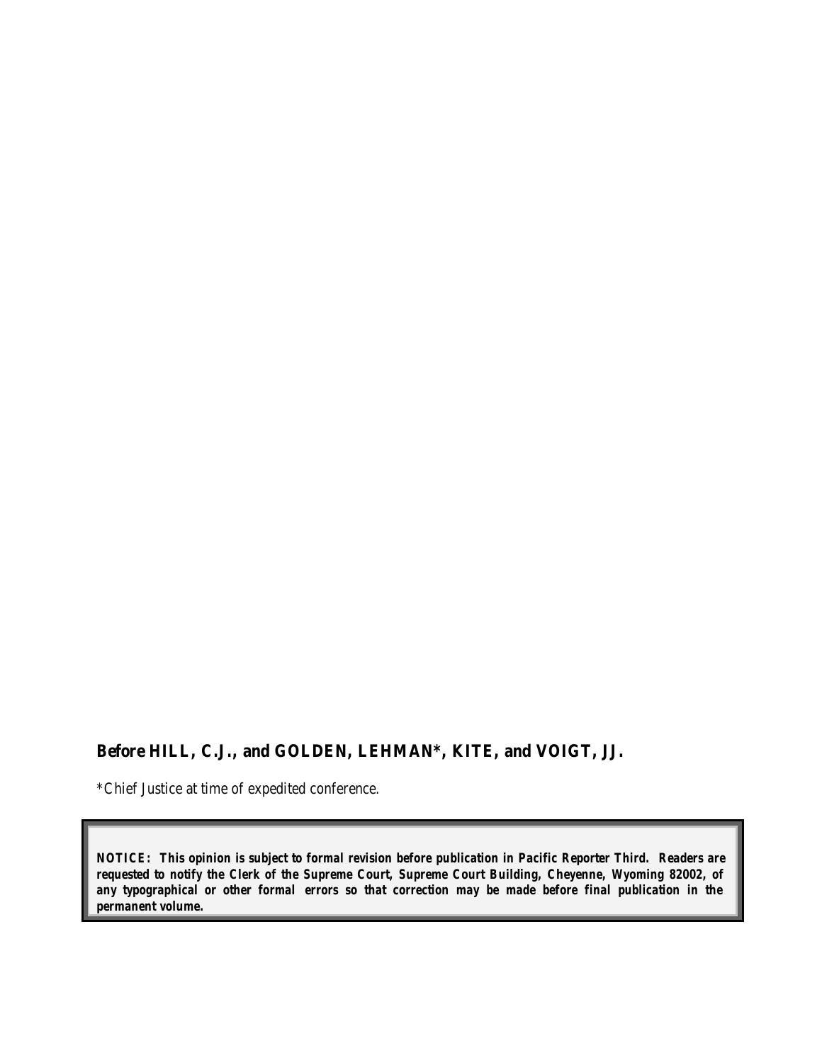**Before HILL, C.J., and GOLDEN, LEHMAN*, KITE, and VOIGT, JJ.**

*Chief Justice at time of expedited conference.

**NOTICE: This opinion is subject to formal revision before publication in Pacific Reporter Third. Readers are requested to notify the Clerk of the Supreme Court, Supreme Court Building, Cheyenne, Wyoming 82002, of any typographical or other formal errors so that correction may be made before final publication in the permanent volume.**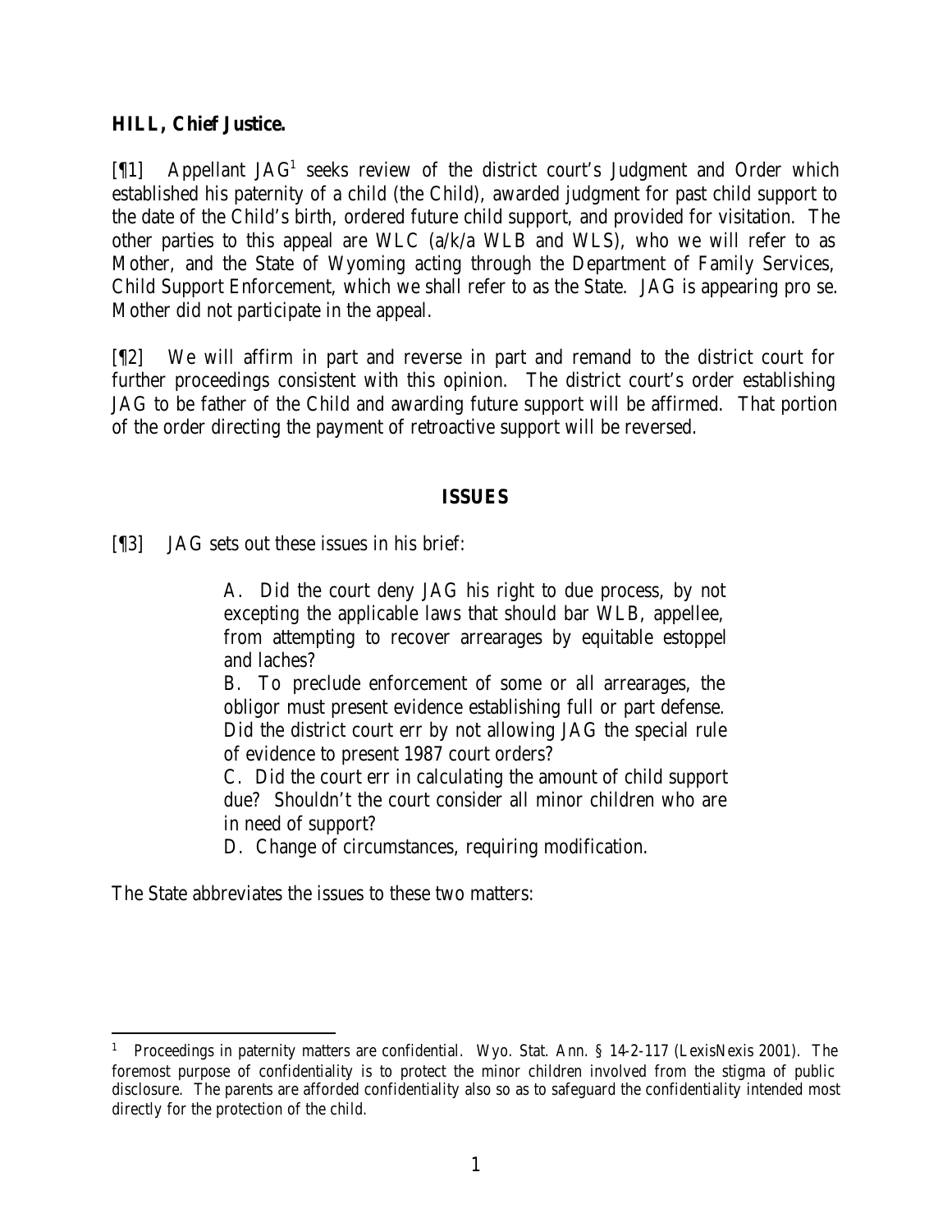**HILL, Chief Justice.**

[¶1] Appellant JAG[1] seeks review of the district court's Judgment and Order which established his paternity of a child (the Child), awarded judgment for past child support to the date of the Child's birth, ordered future child support, and provided for visitation. The other parties to this appeal are WLC (a/k/a WLB and WLS), who we will refer to as Mother, and the State of Wyoming acting through the Department of Family Services, Child Support Enforcement, which we shall refer to as the State. JAG is appearing pro se. Mother did not participate in the appeal.

[¶2] We will affirm in part and reverse in part and remand to the district court for further proceedings consistent with this opinion. The district court's order establishing JAG to be father of the Child and awarding future support will be affirmed. That portion of the order directing the payment of retroactive support will be reversed.

## ISSUES

[¶3] JAG sets out these issues in his brief:

> A. Did the court deny JAG his right to due process, by not excepting the applicable laws that should bar WLB, appellee, from attempting to recover arrearages by equitable estoppel and laches?
>
> B. To preclude enforcement of some or all arrearages, the obligor must present evidence establishing full or part defense. Did the district court err by not allowing JAG the special rule of evidence to present 1987 court orders?
>
> C. Did the court err in calculating the amount of child support due? Shouldn't the court consider all minor children who are in need of support?
>
> D. Change of circumstances, requiring modification.

The State abbreviates the issues to these two matters:

---

[1] Proceedings in paternity matters are confidential. Wyo. Stat. Ann. § 14-2-117 (LexisNexis 2001). The foremost purpose of confidentiality is to protect the minor children involved from the stigma of public disclosure. The parents are afforded confidentiality also so as to safeguard the confidentiality intended most directly for the protection of the child.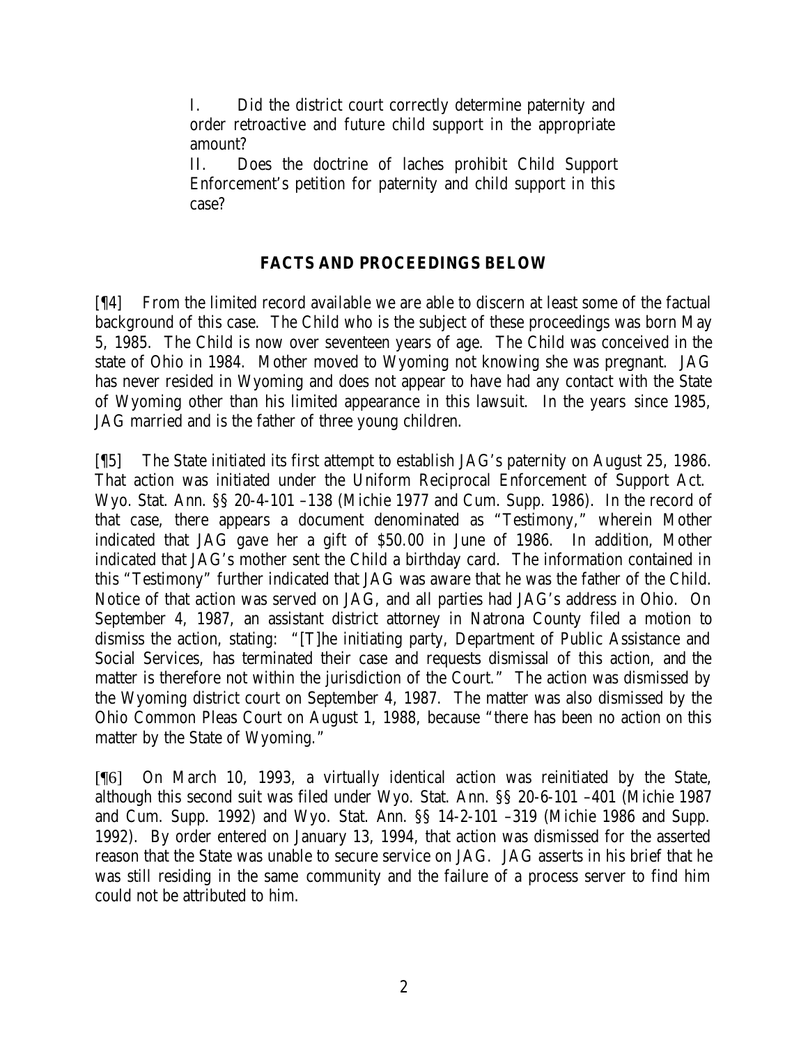I. Did the district court correctly determine paternity and order retroactive and future child support in the appropriate amount?

II. Does the doctrine of laches prohibit Child Support Enforcement's petition for paternity and child support in this case?

## FACTS AND PROCEEDINGS BELOW

[¶4] From the limited record available we are able to discern at least some of the factual background of this case. The Child who is the subject of these proceedings was born May 5, 1985. The Child is now over seventeen years of age. The Child was conceived in the state of Ohio in 1984. Mother moved to Wyoming not knowing she was pregnant. JAG has never resided in Wyoming and does not appear to have had any contact with the State of Wyoming other than his limited appearance in this lawsuit. In the years since 1985, JAG married and is the father of three young children.

[¶5] The State initiated its first attempt to establish JAG's paternity on August 25, 1986. That action was initiated under the Uniform Reciprocal Enforcement of Support Act. Wyo. Stat. Ann. §§ 20-4-101 –138 (Michie 1977 and Cum. Supp. 1986). In the record of that case, there appears a document denominated as "Testimony," wherein Mother indicated that JAG gave her a gift of $50.00 in June of 1986. In addition, Mother indicated that JAG's mother sent the Child a birthday card. The information contained in this "Testimony" further indicated that JAG was aware that he was the father of the Child. Notice of that action was served on JAG, and all parties had JAG's address in Ohio. On September 4, 1987, an assistant district attorney in Natrona County filed a motion to dismiss the action, stating: "[T]he initiating party, Department of Public Assistance and Social Services, has terminated their case and requests dismissal of this action, and the matter is therefore not within the jurisdiction of the Court." The action was dismissed by the Wyoming district court on September 4, 1987. The matter was also dismissed by the Ohio Common Pleas Court on August 1, 1988, because "there has been no action on this matter by the State of Wyoming."

[¶6] On March 10, 1993, a virtually identical action was reinitiated by the State, although this second suit was filed under Wyo. Stat. Ann. §§ 20-6-101 –401 (Michie 1987 and Cum. Supp. 1992) and Wyo. Stat. Ann. §§ 14-2-101 –319 (Michie 1986 and Supp. 1992). By order entered on January 13, 1994, that action was dismissed for the asserted reason that the State was unable to secure service on JAG. JAG asserts in his brief that he was still residing in the same community and the failure of a process server to find him could not be attributed to him.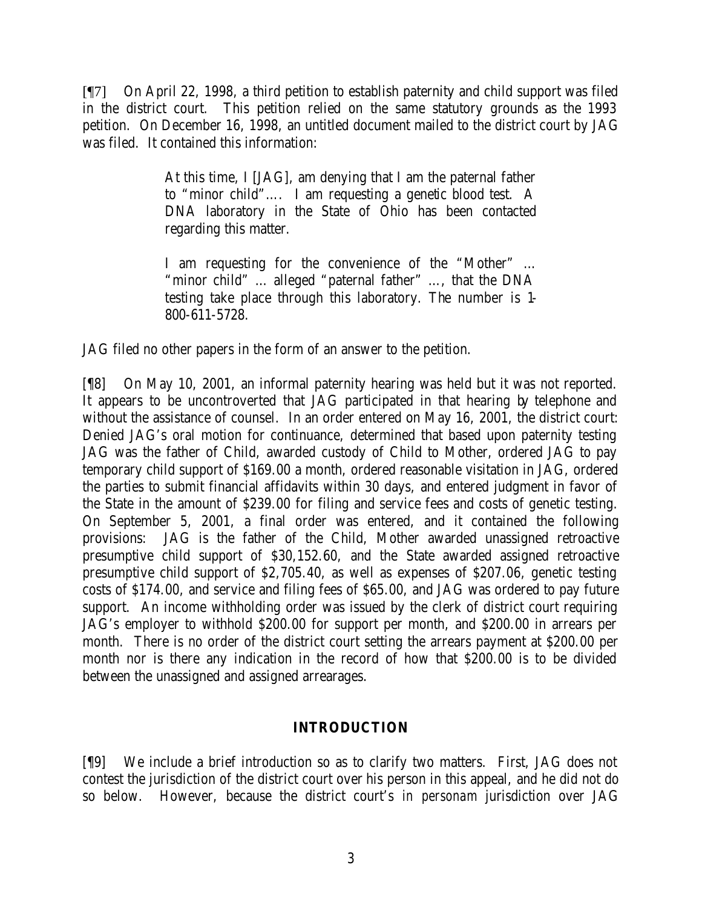[¶7] On April 22, 1998, a third petition to establish paternity and child support was filed in the district court. This petition relied on the same statutory grounds as the 1993 petition. On December 16, 1998, an untitled document mailed to the district court by JAG was filed. It contained this information:

> At this time, I [JAG], am denying that I am the paternal father to "minor child"…. I am requesting a genetic blood test. A DNA laboratory in the State of Ohio has been contacted regarding this matter.
>
> I am requesting for the convenience of the "Mother" … "minor child" … alleged "paternal father" …, that the DNA testing take place through this laboratory. The number is 1-800-611-5728.

JAG filed no other papers in the form of an answer to the petition.

[¶8] On May 10, 2001, an informal paternity hearing was held but it was not reported. It appears to be uncontroverted that JAG participated in that hearing by telephone and without the assistance of counsel. In an order entered on May 16, 2001, the district court: Denied JAG's oral motion for continuance, determined that based upon paternity testing JAG was the father of Child, awarded custody of Child to Mother, ordered JAG to pay temporary child support of $169.00 a month, ordered reasonable visitation in JAG, ordered the parties to submit financial affidavits within 30 days, and entered judgment in favor of the State in the amount of $239.00 for filing and service fees and costs of genetic testing. On September 5, 2001, a final order was entered, and it contained the following provisions: JAG is the father of the Child, Mother awarded unassigned retroactive presumptive child support of $30,152.60, and the State awarded assigned retroactive presumptive child support of $2,705.40, as well as expenses of $207.06, genetic testing costs of $174.00, and service and filing fees of $65.00, and JAG was ordered to pay future support. An income withholding order was issued by the clerk of district court requiring JAG's employer to withhold $200.00 for support per month, and $200.00 in arrears per month. There is no order of the district court setting the arrears payment at $200.00 per month nor is there any indication in the record of how that $200.00 is to be divided between the unassigned and assigned arrearages.

## INTRODUCTION

[¶9] We include a brief introduction so as to clarify two matters. First, JAG does not contest the jurisdiction of the district court over his person in this appeal, and he did not do so below. However, because the district court's *in personam* jurisdiction over JAG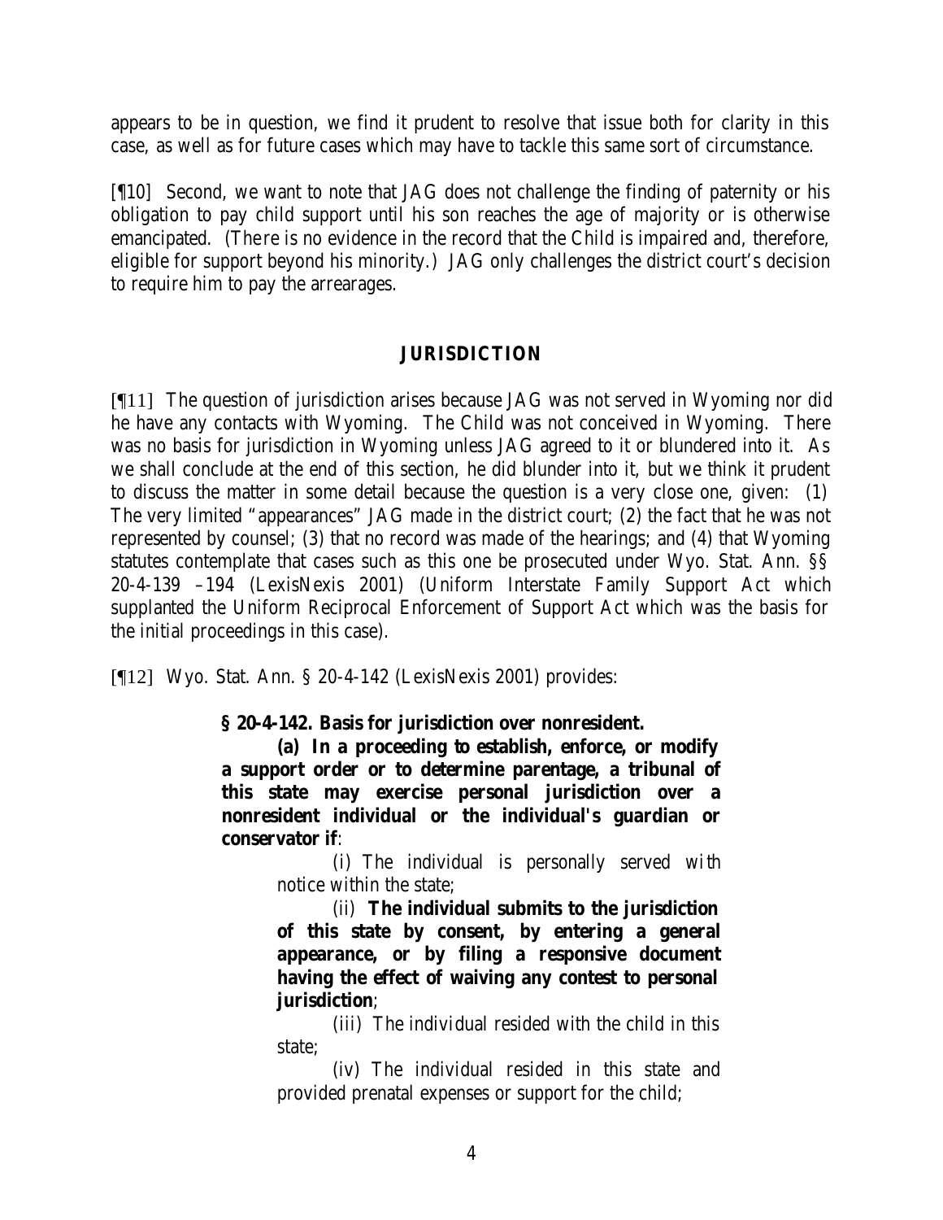appears to be in question, we find it prudent to resolve that issue both for clarity in this case, as well as for future cases which may have to tackle this same sort of circumstance.

[¶10] Second, we want to note that JAG does not challenge the finding of paternity or his obligation to pay child support until his son reaches the age of majority or is otherwise emancipated. (There is no evidence in the record that the Child is impaired and, therefore, eligible for support beyond his minority.) JAG only challenges the district court's decision to require him to pay the arrearages.

## JURISDICTION

[¶11] The question of jurisdiction arises because JAG was not served in Wyoming nor did he have any contacts with Wyoming. The Child was not conceived in Wyoming. There was no basis for jurisdiction in Wyoming unless JAG agreed to it or blundered into it. As we shall conclude at the end of this section, he did blunder into it, but we think it prudent to discuss the matter in some detail because the question is a very close one, given: (1) The very limited "appearances" JAG made in the district court; (2) the fact that he was not represented by counsel; (3) that no record was made of the hearings; and (4) that Wyoming statutes contemplate that cases such as this one be prosecuted under Wyo. Stat. Ann. §§ 20-4-139 –194 (LexisNexis 2001) (Uniform Interstate Family Support Act which supplanted the Uniform Reciprocal Enforcement of Support Act which was the basis for the initial proceedings in this case).

[¶12] Wyo. Stat. Ann. § 20-4-142 (LexisNexis 2001) provides:

> **§ 20-4-142. Basis for jurisdiction over nonresident.**
>
> **(a) In a proceeding to establish, enforce, or modify a support order or to determine parentage, a tribunal of this state may exercise personal jurisdiction over a nonresident individual or the individual's guardian or conservator if**:
>
> (i) The individual is personally served with notice within the state;
>
> (ii) **The individual submits to the jurisdiction of this state by consent, by entering a general appearance, or by filing a responsive document having the effect of waiving any contest to personal jurisdiction**;
>
> (iii) The individual resided with the child in this state;
>
> (iv) The individual resided in this state and provided prenatal expenses or support for the child;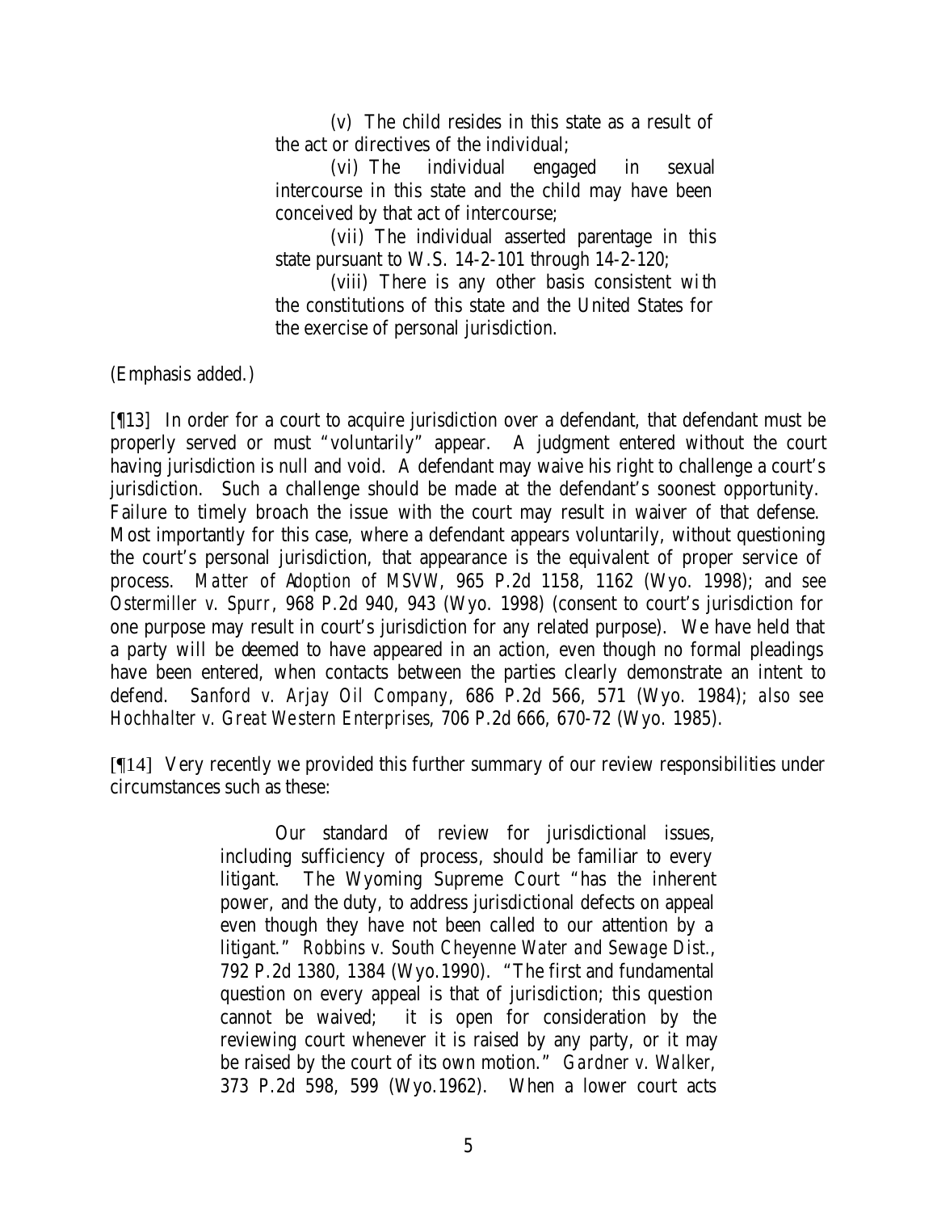> (v) The child resides in this state as a result of the act or directives of the individual;
>
> (vi) The individual engaged in sexual intercourse in this state and the child may have been conceived by that act of intercourse;
>
> (vii) The individual asserted parentage in this state pursuant to W.S. 14-2-101 through 14-2-120;
>
> (viii) There is any other basis consistent with the constitutions of this state and the United States for the exercise of personal jurisdiction.

(Emphasis added.)

[¶13] In order for a court to acquire jurisdiction over a defendant, that defendant must be properly served or must "voluntarily" appear. A judgment entered without the court having jurisdiction is null and void. A defendant may waive his right to challenge a court's jurisdiction. Such a challenge should be made at the defendant's soonest opportunity. Failure to timely broach the issue with the court may result in waiver of that defense. Most importantly for this case, where a defendant appears voluntarily, without questioning the court's personal jurisdiction, that appearance is the equivalent of proper service of process. *Matter of Adoption of MSVW*, 965 P.2d 1158, 1162 (Wyo. 1998); and *see Ostermiller v. Spurr*, 968 P.2d 940, 943 (Wyo. 1998) (consent to court's jurisdiction for one purpose may result in court's jurisdiction for any related purpose). We have held that a party will be deemed to have appeared in an action, even though no formal pleadings have been entered, when contacts between the parties clearly demonstrate an intent to defend. *Sanford v. Arjay Oil Company*, 686 P.2d 566, 571 (Wyo. 1984); *also see Hochhalter v. Great Western Enterprises*, 706 P.2d 666, 670-72 (Wyo. 1985).

[¶14] Very recently we provided this further summary of our review responsibilities under circumstances such as these:

> Our standard of review for jurisdictional issues, including sufficiency of process, should be familiar to every litigant. The Wyoming Supreme Court "has the inherent power, and the duty, to address jurisdictional defects on appeal even though they have not been called to our attention by a litigant." *Robbins v. South Cheyenne Water and Sewage Dist.*, 792 P.2d 1380, 1384 (Wyo.1990). "The first and fundamental question on every appeal is that of jurisdiction; this question cannot be waived; it is open for consideration by the reviewing court whenever it is raised by any party, or it may be raised by the court of its own motion." *Gardner v. Walker*, 373 P.2d 598, 599 (Wyo.1962). When a lower court acts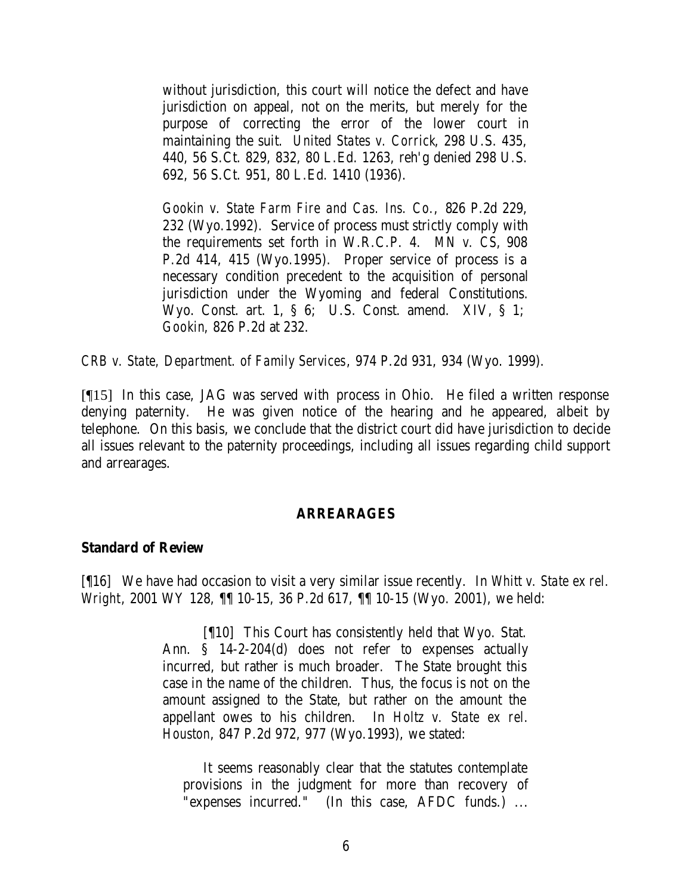> without jurisdiction, this court will notice the defect and have jurisdiction on appeal, not on the merits, but merely for the purpose of correcting the error of the lower court in maintaining the suit. *United States v. Corrick*, 298 U.S. 435, 440, 56 S.Ct. 829, 832, 80 L.Ed. 1263, reh'g denied 298 U.S. 692, 56 S.Ct. 951, 80 L.Ed. 1410 (1936).
>
> *Gookin v. State Farm Fire and Cas. Ins. Co.*, 826 P.2d 229, 232 (Wyo.1992). Service of process must strictly comply with the requirements set forth in W.R.C.P. 4. *MN v. CS*, 908 P.2d 414, 415 (Wyo.1995). Proper service of process is a necessary condition precedent to the acquisition of personal jurisdiction under the Wyoming and federal Constitutions. Wyo. Const. art. 1, § 6; U.S. Const. amend. XIV, § 1; *Gookin*, 826 P.2d at 232.

*CRB v. State, Department. of Family Services*, 974 P.2d 931, 934 (Wyo. 1999).

[¶15] In this case, JAG was served with process in Ohio. He filed a written response denying paternity. He was given notice of the hearing and he appeared, albeit by telephone. On this basis, we conclude that the district court did have jurisdiction to decide all issues relevant to the paternity proceedings, including all issues regarding child support and arrearages.

## ARREARAGES

### Standard of Review

[¶16] We have had occasion to visit a very similar issue recently. In *Whitt v. State ex rel. Wright*, 2001 WY 128, ¶¶ 10-15, 36 P.2d 617, ¶¶ 10-15 (Wyo. 2001), we held:

> [¶10] This Court has consistently held that Wyo. Stat. Ann. § 14-2-204(d) does not refer to expenses actually incurred, but rather is much broader. The State brought this case in the name of the children. Thus, the focus is not on the amount assigned to the State, but rather on the amount the appellant owes to his children. In *Holtz v. State ex rel. Houston*, 847 P.2d 972, 977 (Wyo.1993), we stated:
>
> > It seems reasonably clear that the statutes contemplate provisions in the judgment for more than recovery of "expenses incurred." (In this case, AFDC funds.) ...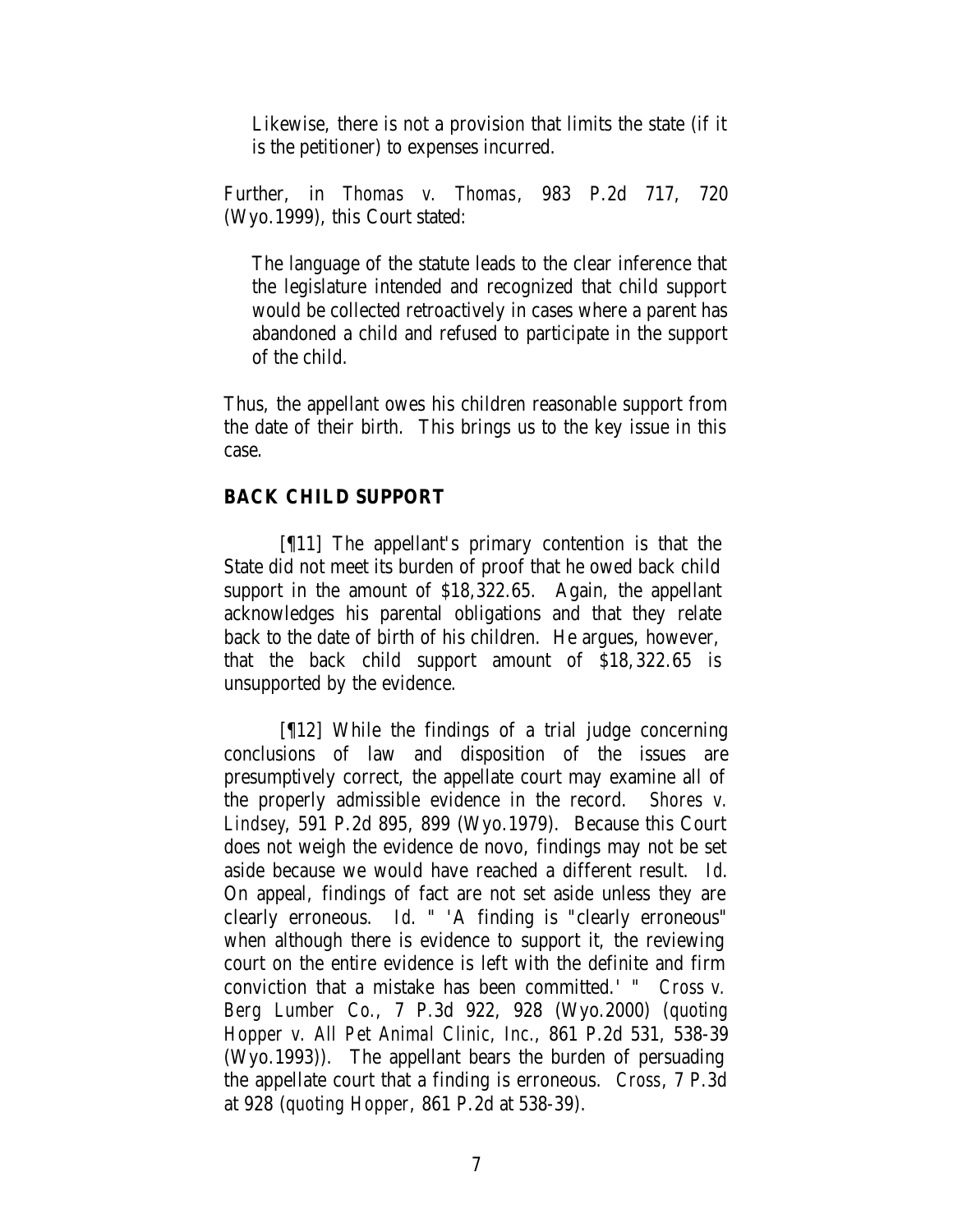> Likewise, there is not a provision that limits the state (if it is the petitioner) to expenses incurred.

Further, in *Thomas v. Thomas*, 983 P.2d 717, 720 (Wyo.1999), this Court stated:

> The language of the statute leads to the clear inference that the legislature intended and recognized that child support would be collected retroactively in cases where a parent has abandoned a child and refused to participate in the support of the child.

Thus, the appellant owes his children reasonable support from the date of their birth. This brings us to the key issue in this case.

## BACK CHILD SUPPORT

[¶11] The appellant's primary contention is that the State did not meet its burden of proof that he owed back child support in the amount of $18,322.65. Again, the appellant acknowledges his parental obligations and that they relate back to the date of birth of his children. He argues, however, that the back child support amount of $18,322.65 is unsupported by the evidence.

[¶12] While the findings of a trial judge concerning conclusions of law and disposition of the issues are presumptively correct, the appellate court may examine all of the properly admissible evidence in the record. *Shores v. Lindsey*, 591 P.2d 895, 899 (Wyo.1979). Because this Court does not weigh the evidence de novo, findings may not be set aside because we would have reached a different result. *Id.* On appeal, findings of fact are not set aside unless they are clearly erroneous. *Id.* " 'A finding is "clearly erroneous" when although there is evidence to support it, the reviewing court on the entire evidence is left with the definite and firm conviction that a mistake has been committed.' " *Cross v. Berg Lumber Co.*, 7 P.3d 922, 928 (Wyo.2000) (*quoting Hopper v. All Pet Animal Clinic, Inc.*, 861 P.2d 531, 538-39 (Wyo.1993)). The appellant bears the burden of persuading the appellate court that a finding is erroneous. *Cross*, 7 P.3d at 928 (*quoting Hopper*, 861 P.2d at 538-39).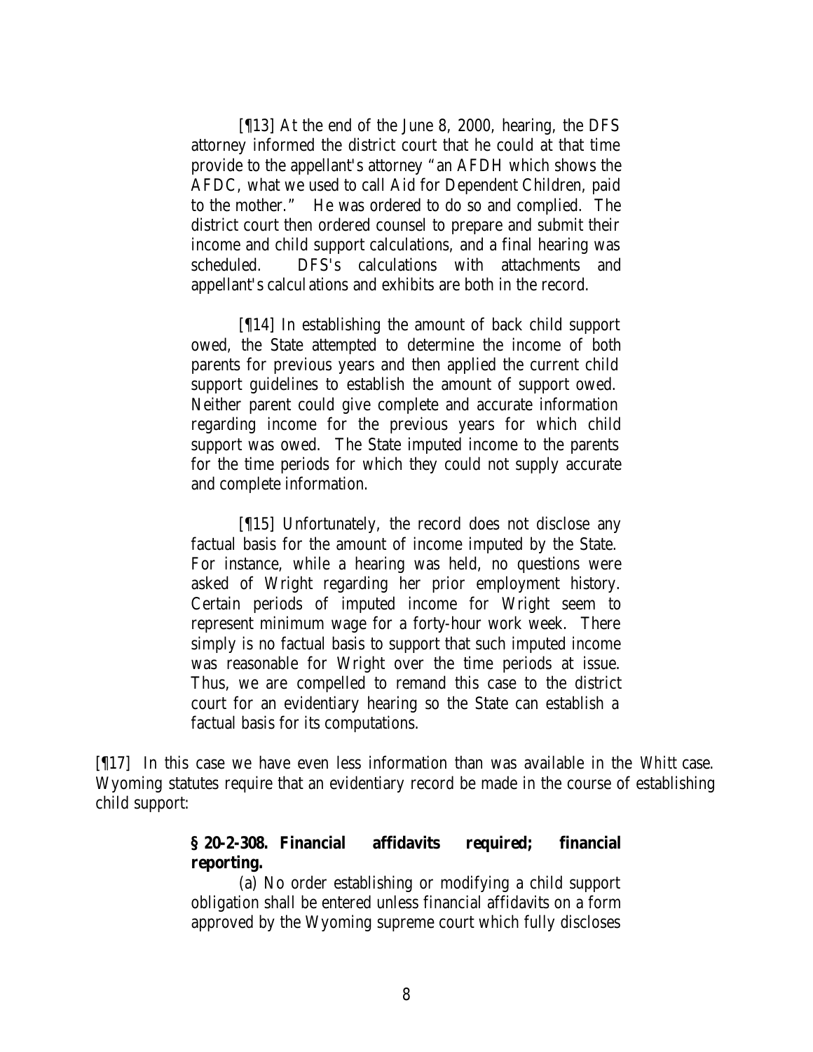> [¶13] At the end of the June 8, 2000, hearing, the DFS attorney informed the district court that he could at that time provide to the appellant's attorney "an AFDH which shows the AFDC, what we used to call Aid for Dependent Children, paid to the mother." He was ordered to do so and complied. The district court then ordered counsel to prepare and submit their income and child support calculations, and a final hearing was scheduled. DFS's calculations with attachments and appellant's calculations and exhibits are both in the record.
>
> [¶14] In establishing the amount of back child support owed, the State attempted to determine the income of both parents for previous years and then applied the current child support guidelines to establish the amount of support owed. Neither parent could give complete and accurate information regarding income for the previous years for which child support was owed. The State imputed income to the parents for the time periods for which they could not supply accurate and complete information.
>
> [¶15] Unfortunately, the record does not disclose any factual basis for the amount of income imputed by the State. For instance, while a hearing was held, no questions were asked of Wright regarding her prior employment history. Certain periods of imputed income for Wright seem to represent minimum wage for a forty-hour work week. There simply is no factual basis to support that such imputed income was reasonable for Wright over the time periods at issue. Thus, we are compelled to remand this case to the district court for an evidentiary hearing so the State can establish a factual basis for its computations.

[¶17] In this case we have even less information than was available in the *Whitt* case. Wyoming statutes require that an evidentiary record be made in the course of establishing child support:

> **§ 20-2-308. Financial affidavits required; financial reporting.**
>
> (a) No order establishing or modifying a child support obligation shall be entered unless financial affidavits on a form approved by the Wyoming supreme court which fully discloses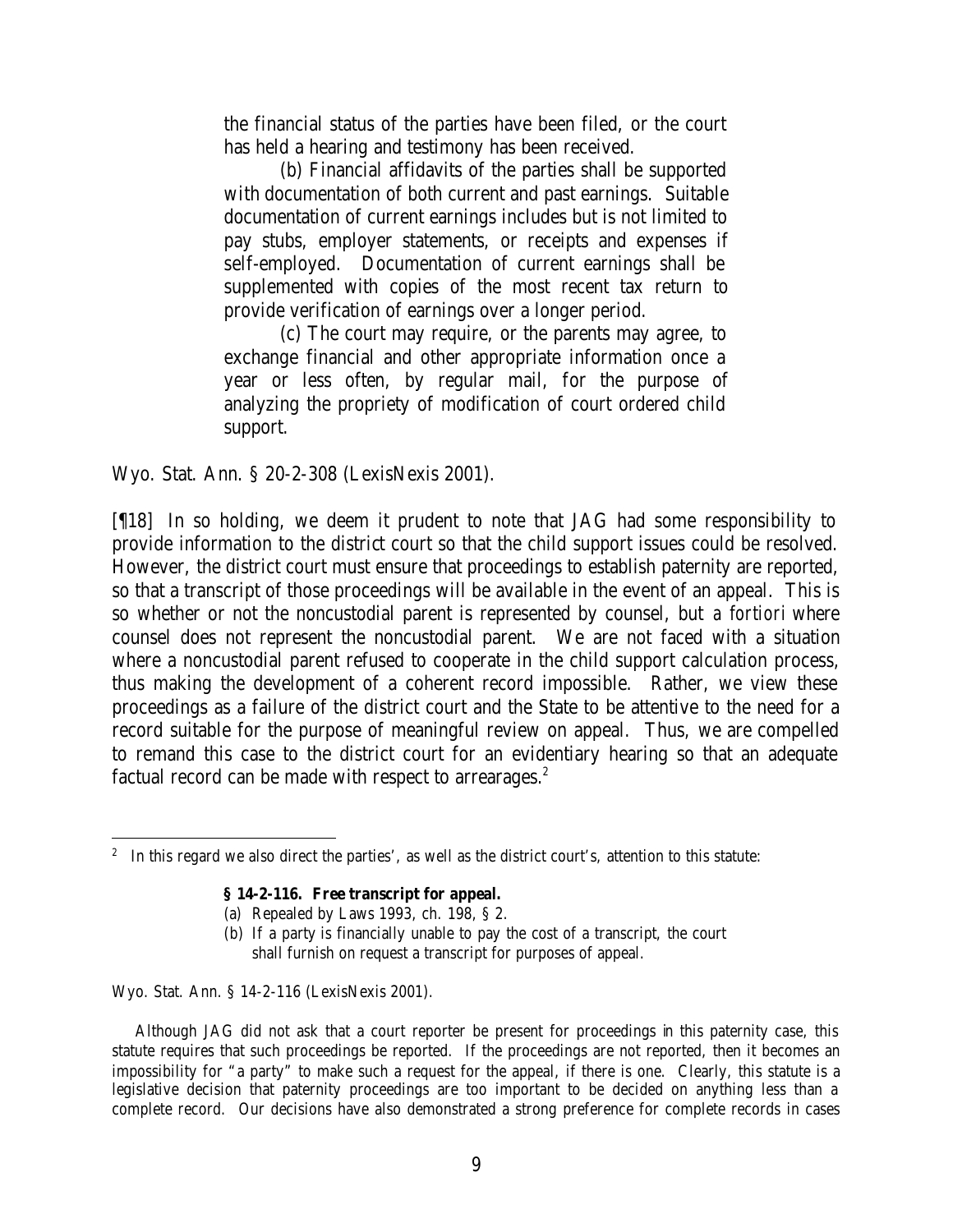the financial status of the parties have been filed, or the court has held a hearing and testimony has been received.

> (b) Financial affidavits of the parties shall be supported with documentation of both current and past earnings. Suitable documentation of current earnings includes but is not limited to pay stubs, employer statements, or receipts and expenses if self-employed. Documentation of current earnings shall be supplemented with copies of the most recent tax return to provide verification of earnings over a longer period.
>
> (c) The court may require, or the parents may agree, to exchange financial and other appropriate information once a year or less often, by regular mail, for the purpose of analyzing the propriety of modification of court ordered child support.

Wyo. Stat. Ann. § 20-2-308 (LexisNexis 2001).

[¶18] In so holding, we deem it prudent to note that JAG had some responsibility to provide information to the district court so that the child support issues could be resolved. However, the district court must ensure that proceedings to establish paternity are reported, so that a transcript of those proceedings will be available in the event of an appeal. This is so whether or not the noncustodial parent is represented by counsel, but *a fortiori* where counsel does not represent the noncustodial parent. We are not faced with a situation where a noncustodial parent refused to cooperate in the child support calculation process, thus making the development of a coherent record impossible. Rather, we view these proceedings as a failure of the district court and the State to be attentive to the need for a record suitable for the purpose of meaningful review on appeal. Thus, we are compelled to remand this case to the district court for an evidentiary hearing so that an adequate factual record can be made with respect to arrearages.[2]

---

[2] In this regard we also direct the parties', as well as the district court's, attention to this statute:

> **§ 14-2-116. Free transcript for appeal.**
>
> (a) Repealed by Laws 1993, ch. 198, § 2.
>
> (b) If a party is financially unable to pay the cost of a transcript, the court shall furnish on request a transcript for purposes of appeal.

Wyo. Stat. Ann. § 14-2-116 (LexisNexis 2001).

Although JAG did not ask that a court reporter be present for proceedings in this paternity case, this statute requires that such proceedings be reported. If the proceedings are not reported, then it becomes an impossibility for "a party" to make such a request for the appeal, if there is one. Clearly, this statute is a legislative decision that paternity proceedings are too important to be decided on anything less than a complete record. Our decisions have also demonstrated a strong preference for complete records in cases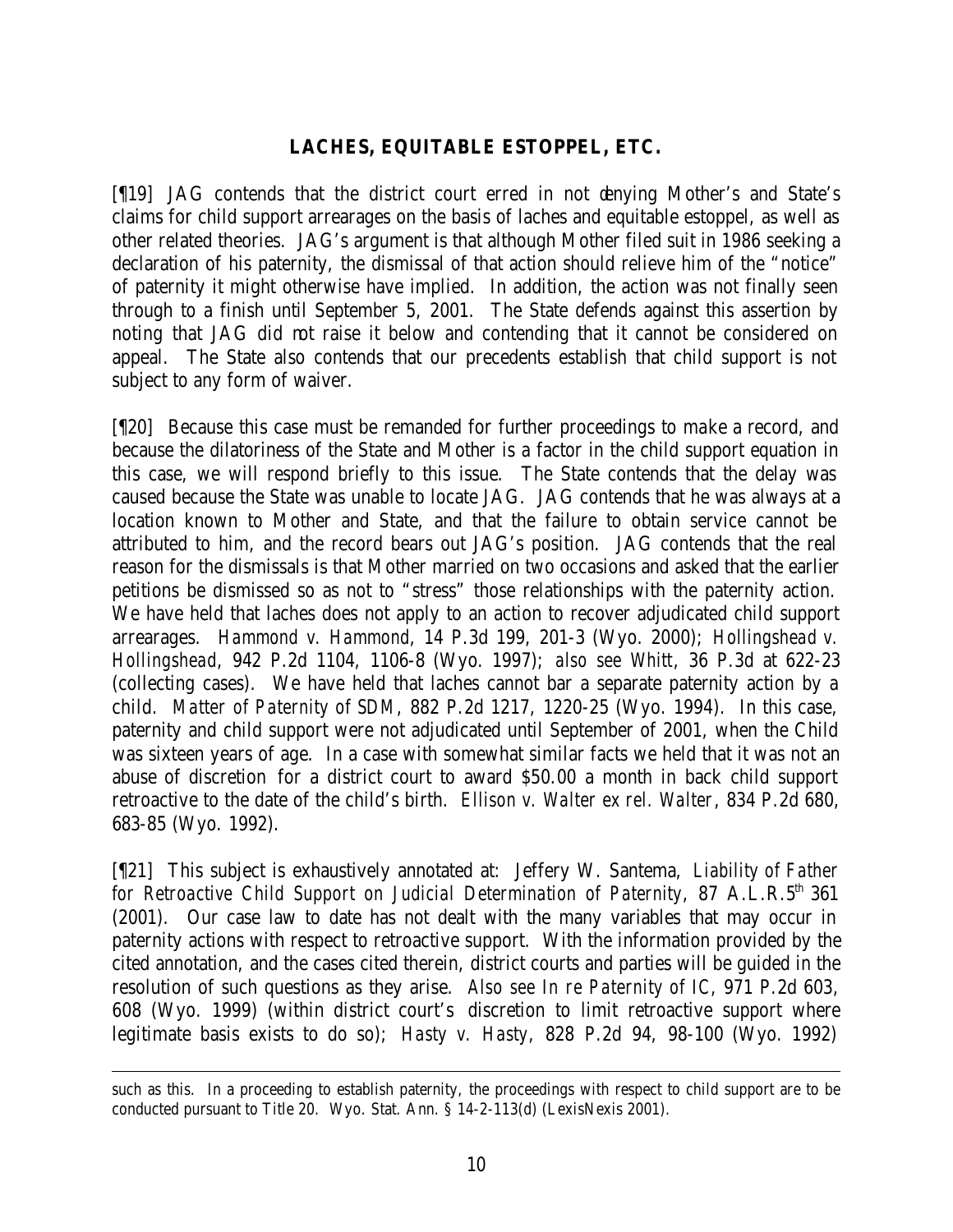## LACHES, EQUITABLE ESTOPPEL, ETC.

[¶19] JAG contends that the district court erred in not denying Mother's and State's claims for child support arrearages on the basis of laches and equitable estoppel, as well as other related theories. JAG's argument is that although Mother filed suit in 1986 seeking a declaration of his paternity, the dismissal of that action should relieve him of the "notice" of paternity it might otherwise have implied. In addition, the action was not finally seen through to a finish until September 5, 2001. The State defends against this assertion by noting that JAG did not raise it below and contending that it cannot be considered on appeal. The State also contends that our precedents establish that child support is not subject to any form of waiver.

[¶20] Because this case must be remanded for further proceedings to make a record, and because the dilatoriness of the State and Mother is a factor in the child support equation in this case, we will respond briefly to this issue. The State contends that the delay was caused because the State was unable to locate JAG. JAG contends that he was always at a location known to Mother and State, and that the failure to obtain service cannot be attributed to him, and the record bears out JAG's position. JAG contends that the real reason for the dismissals is that Mother married on two occasions and asked that the earlier petitions be dismissed so as not to "stress" those relationships with the paternity action. We have held that laches does not apply to an action to recover adjudicated child support arrearages. *Hammond v. Hammond*, 14 P.3d 199, 201-3 (Wyo. 2000); *Hollingshead v. Hollingshead*, 942 P.2d 1104, 1106-8 (Wyo. 1997); *also see Whitt*, 36 P.3d at 622-23 (collecting cases). We have held that laches cannot bar a separate paternity action by a child. *Matter of Paternity of SDM*, 882 P.2d 1217, 1220-25 (Wyo. 1994). In this case, paternity and child support were not adjudicated until September of 2001, when the Child was sixteen years of age. In a case with somewhat similar facts we held that it was not an abuse of discretion for a district court to award $50.00 a month in back child support retroactive to the date of the child's birth. *Ellison v. Walter ex rel. Walter*, 834 P.2d 680, 683-85 (Wyo. 1992).

[¶21] This subject is exhaustively annotated at: Jeffery W. Santema, *Liability of Father for Retroactive Child Support on Judicial Determination of Paternity*, 87 A.L.R.5th 361 (2001). Our case law to date has not dealt with the many variables that may occur in paternity actions with respect to retroactive support. With the information provided by the cited annotation, and the cases cited therein, district courts and parties will be guided in the resolution of such questions as they arise. *Also see In re Paternity of IC*, 971 P.2d 603, 608 (Wyo. 1999) (within district court's discretion to limit retroactive support where legitimate basis exists to do so); *Hasty v. Hasty*, 828 P.2d 94, 98-100 (Wyo. 1992)

---

such as this. In a proceeding to establish paternity, the proceedings with respect to child support are to be conducted pursuant to Title 20. Wyo. Stat. Ann. § 14-2-113(d) (LexisNexis 2001).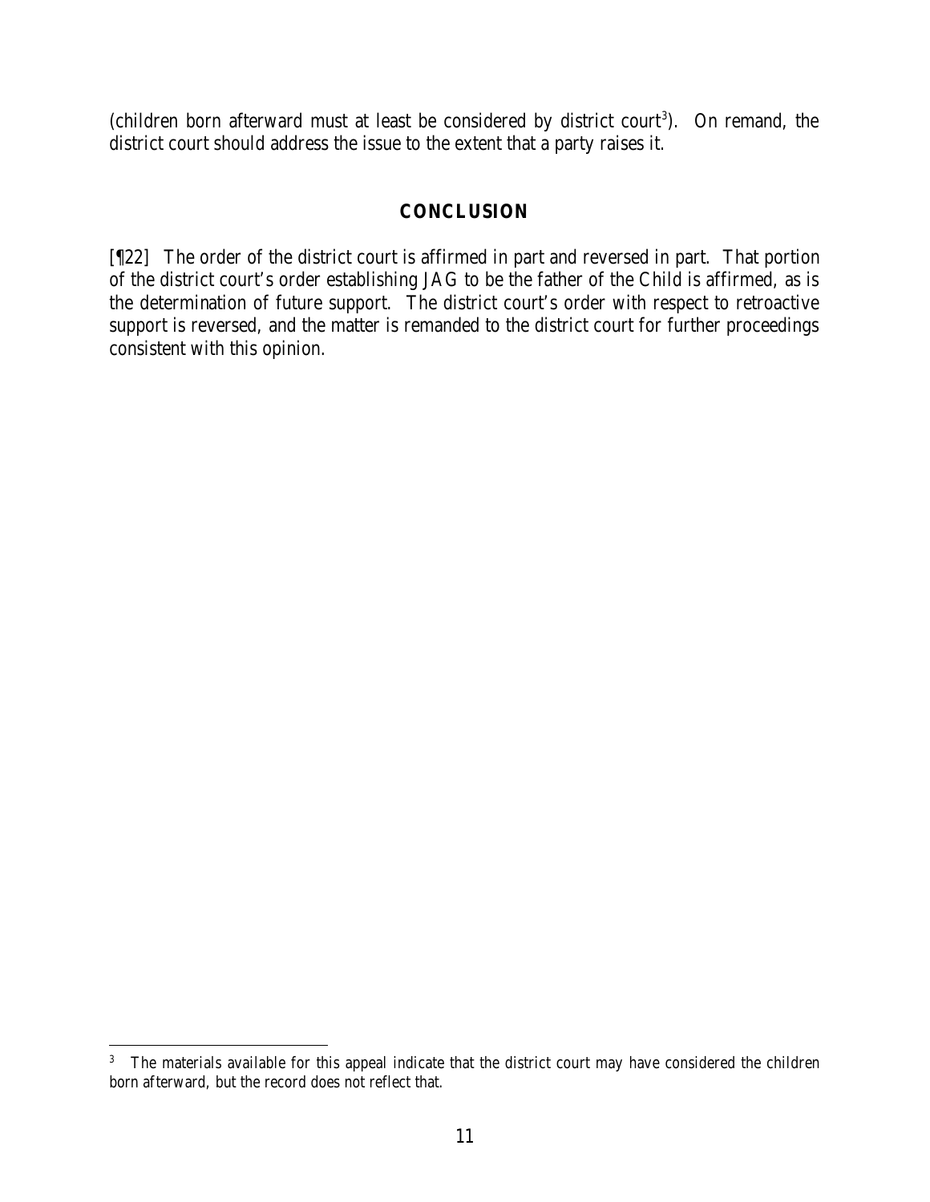(children born afterward must at least be considered by district court[3]). On remand, the district court should address the issue to the extent that a party raises it.

## CONCLUSION

[¶22] The order of the district court is affirmed in part and reversed in part. That portion of the district court's order establishing JAG to be the father of the Child is affirmed, as is the determination of future support. The district court's order with respect to retroactive support is reversed, and the matter is remanded to the district court for further proceedings consistent with this opinion.

---

[3] The materials available for this appeal indicate that the district court may have considered the children born afterward, but the record does not reflect that.